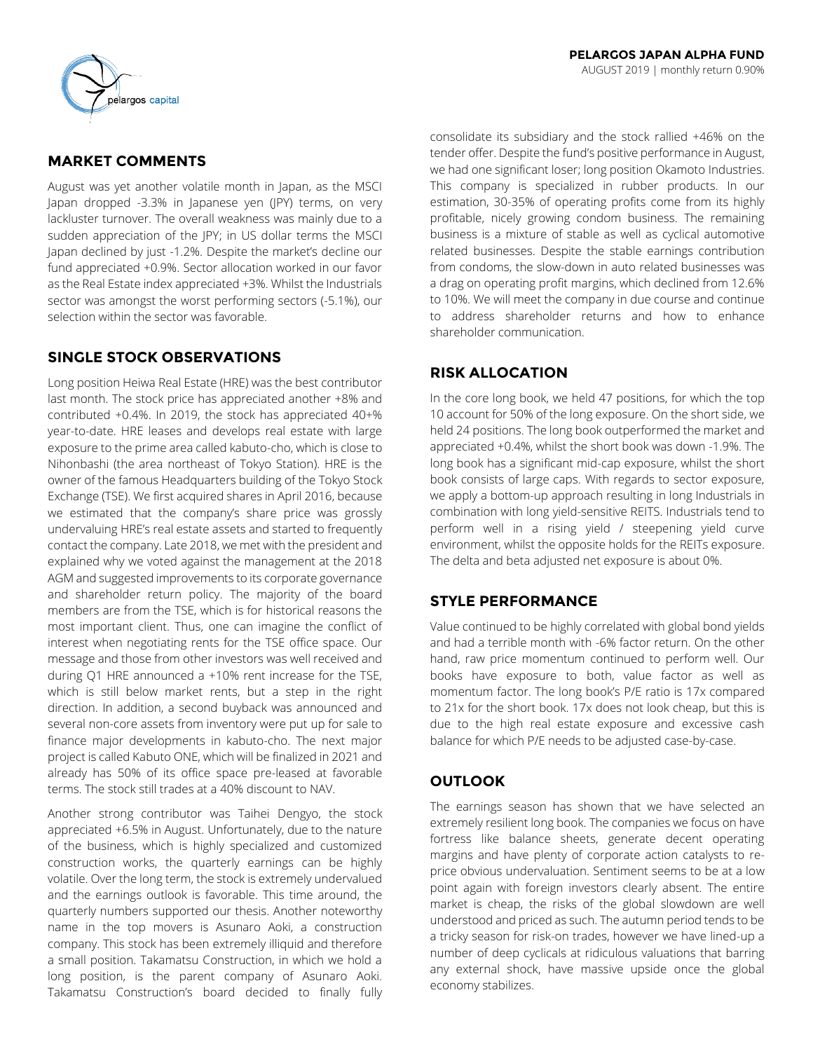**PELARGOS JAPAN ALPHA FUND**

AUGUST 2019 | monthly return 0.90%

## MARKET COMMENTS

August was yet another volatile month in Japan, as the MSCI Japan dropped -3.3% in Japanese yen (JPY) terms, on very lackluster turnover. The overall weakness was mainly due to a sudden appreciation of the JPY; in US dollar terms the MSCI Japan declined by just -1.2%. Despite the market's decline our fund appreciated +0.9%. Sector allocation worked in our favor as the Real Estate index appreciated +3%. Whilst the Industrials sector was amongst the worst performing sectors (-5.1%), our selection within the sector was favorable.

## SINGLE STOCK OBSERVATIONS

Long position Heiwa Real Estate (HRE) was the best contributor last month. The stock price has appreciated another +8% and contributed +0.4%. In 2019, the stock has appreciated 40+% year-to-date. HRE leases and develops real estate with large exposure to the prime area called kabuto-cho, which is close to Nihonbashi (the area northeast of Tokyo Station). HRE is the owner of the famous Headquarters building of the Tokyo Stock Exchange (TSE). We first acquired shares in April 2016, because we estimated that the company's share price was grossly undervaluing HRE's real estate assets and started to frequently contact the company. Late 2018, we met with the president and explained why we voted against the management at the 2018 AGM and suggested improvements to its corporate governance and shareholder return policy. The majority of the board members are from the TSE, which is for historical reasons the most important client. Thus, one can imagine the conflict of interest when negotiating rents for the TSE office space. Our message and those from other investors was well received and during Q1 HRE announced a +10% rent increase for the TSE, which is still below market rents, but a step in the right direction. In addition, a second buyback was announced and several non-core assets from inventory were put up for sale to finance major developments in kabuto-cho. The next major project is called Kabuto ONE, which will be finalized in 2021 and already has 50% of its office space pre-leased at favorable terms. The stock still trades at a 40% discount to NAV.

Another strong contributor was Taihei Dengyo, the stock appreciated +6.5% in August. Unfortunately, due to the nature of the business, which is highly specialized and customized construction works, the quarterly earnings can be highly volatile. Over the long term, the stock is extremely undervalued and the earnings outlook is favorable. This time around, the quarterly numbers supported our thesis. Another noteworthy name in the top movers is Asunaro Aoki, a construction company. This stock has been extremely illiquid and therefore a small position. Takamatsu Construction, in which we hold a long position, is the parent company of Asunaro Aoki. Takamatsu Construction's board decided to finally fully consolidate its subsidiary and the stock rallied +46% on the tender offer. Despite the fund's positive performance in August, we had one significant loser; long position Okamoto Industries. This company is specialized in rubber products. In our estimation, 30-35% of operating profits come from its highly profitable, nicely growing condom business. The remaining business is a mixture of stable as well as cyclical automotive related businesses. Despite the stable earnings contribution from condoms, the slow-down in auto related businesses was a drag on operating profit margins, which declined from 12.6% to 10%. We will meet the company in due course and continue to address shareholder returns and how to enhance shareholder communication.

## RISK ALLOCATION

In the core long book, we held 47 positions, for which the top 10 account for 50% of the long exposure. On the short side, we held 24 positions. The long book outperformed the market and appreciated +0.4%, whilst the short book was down -1.9%. The long book has a significant mid-cap exposure, whilst the short book consists of large caps. With regards to sector exposure, we apply a bottom-up approach resulting in long Industrials in combination with long yield-sensitive REITS. Industrials tend to perform well in a rising yield / steepening yield curve environment, whilst the opposite holds for the REITs exposure. The delta and beta adjusted net exposure is about 0%.

## STYLE PERFORMANCE

Value continued to be highly correlated with global bond yields and had a terrible month with -6% factor return. On the other hand, raw price momentum continued to perform well. Our books have exposure to both, value factor as well as momentum factor. The long book's P/E ratio is 17x compared to 21x for the short book. 17x does not look cheap, but this is due to the high real estate exposure and excessive cash balance for which P/E needs to be adjusted case-by-case.

## OUTLOOK

The earnings season has shown that we have selected an extremely resilient long book. The companies we focus on have fortress like balance sheets, generate decent operating margins and have plenty of corporate action catalysts to re-price obvious undervaluation. Sentiment seems to be at a low point again with foreign investors clearly absent. The entire market is cheap, the risks of the global slowdown are well understood and priced as such. The autumn period tends to be a tricky season for risk-on trades, however we have lined-up a number of deep cyclicals at ridiculous valuations that barring any external shock, have massive upside once the global economy stabilizes.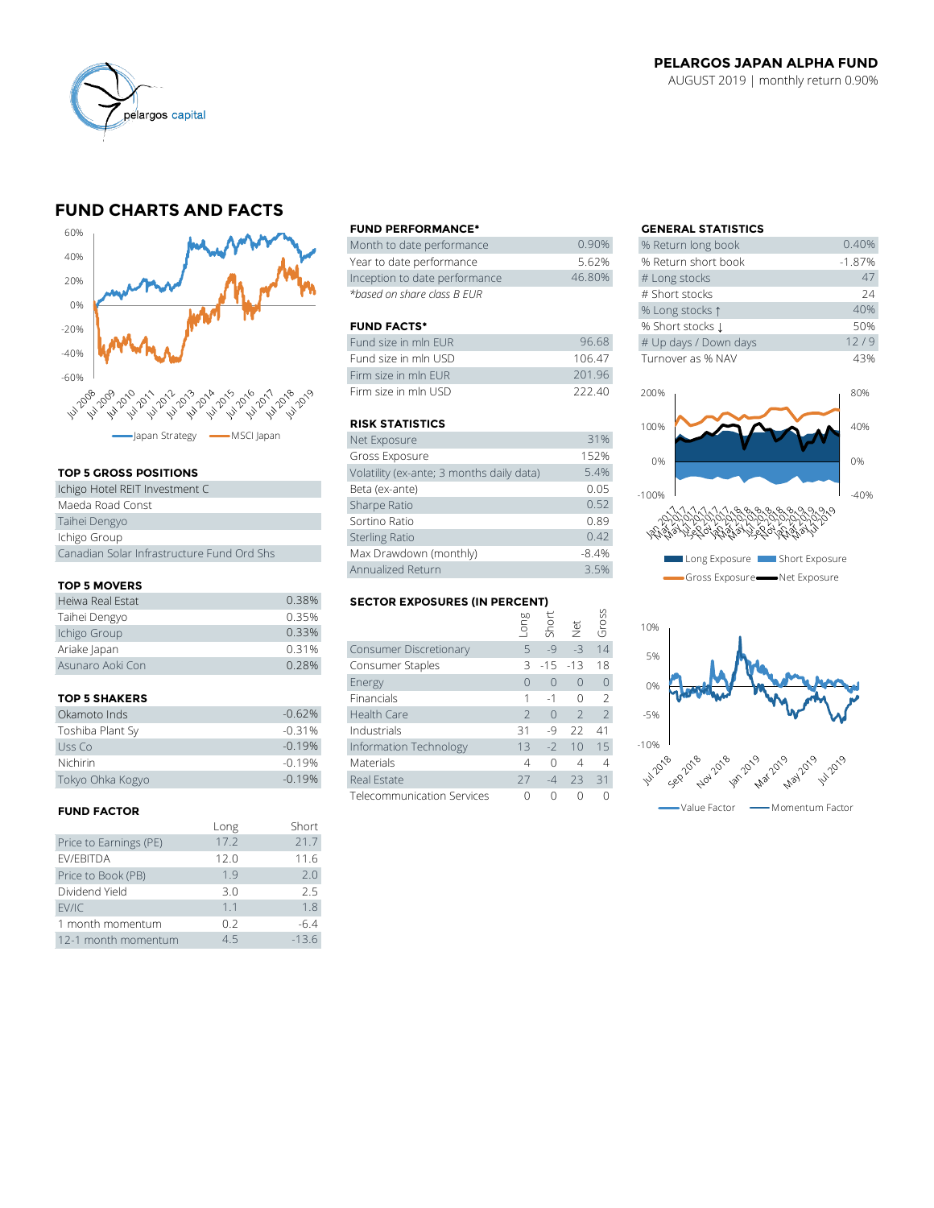**PELARGOS JAPAN ALPHA FUND**
AUGUST 2019 | monthly return 0.90%

## FUND CHARTS AND FACTS

### FUND PERFORMANCE*

| | |
|---|---|
| Month to date performance | 0.90% |
| Year to date performance | 5.62% |
| Inception to date performance | 46.80% |

*based on share class B EUR

### FUND FACTS*

| | |
|---|---|
| Fund size in mln EUR | 96.68 |
| Fund size in mln USD | 106.47 |
| Firm size in mln EUR | 201.96 |
| Firm size in mln USD | 222.40 |

### GENERAL STATISTICS

| | |
|---|---|
| % Return long book | 0.40% |
| % Return short book | -1.87% |
| # Long stocks | 47 |
| # Short stocks | 24 |
| % Long stocks ↑ | 40% |
| % Short stocks ↓ | 50% |
| # Up days / Down days | 12 / 9 |
| Turnover as % NAV | 43% |

### TOP 5 GROSS POSITIONS

| |
|---|
| Ichigo Hotel REIT Investment C |
| Maeda Road Const |
| Taihei Dengyo |
| Ichigo Group |
| Canadian Solar Infrastructure Fund Ord Shs |

### RISK STATISTICS

| | |
|---|---|
| Net Exposure | 31% |
| Gross Exposure | 152% |
| Volatility (ex-ante; 3 months daily data) | 5.4% |
| Beta (ex-ante) | 0.05 |
| Sharpe Ratio | 0.52 |
| Sortino Ratio | 0.89 |
| Sterling Ratio | 0.42 |
| Max Drawdown (monthly) | -8.4% |
| Annualized Return | 3.5% |

### TOP 5 MOVERS

| | |
|---|---|
| Heiwa Real Estat | 0.38% |
| Taihei Dengyo | 0.35% |
| Ichigo Group | 0.33% |
| Ariake Japan | 0.31% |
| Asunaro Aoki Con | 0.28% |

### SECTOR EXPOSURES (IN PERCENT)

| | Long | Short | Net | Gross |
|---|---|---|---|---|
| Consumer Discretionary | 5 | -9 | -3 | 14 |
| Consumer Staples | 3 | -15 | -13 | 18 |
| Energy | 0 | 0 | 0 | 0 |
| Financials | 1 | -1 | 0 | 2 |
| Health Care | 2 | 0 | 2 | 2 |
| Industrials | 31 | -9 | 22 | 41 |
| Information Technology | 13 | -2 | 10 | 15 |
| Materials | 4 | 0 | 4 | 4 |
| Real Estate | 27 | -4 | 23 | 31 |
| Telecommunication Services | 0 | 0 | 0 | 0 |

### TOP 5 SHAKERS

| | |
|---|---|
| Okamoto Inds | -0.62% |
| Toshiba Plant Sy | -0.31% |
| Uss Co | -0.19% |
| Nichirin | -0.19% |
| Tokyo Ohka Kogyo | -0.19% |

### FUND FACTOR

| | Long | Short |
|---|---|---|
| Price to Earnings (PE) | 17.2 | 21.7 |
| EV/EBITDA | 12.0 | 11.6 |
| Price to Book (PB) | 1.9 | 2.0 |
| Dividend Yield | 3.0 | 2.5 |
| EV/IC | 1.1 | 1.8 |
| 1 month momentum | 0.2 | -6.4 |
| 12-1 month momentum | 4.5 | -13.6 |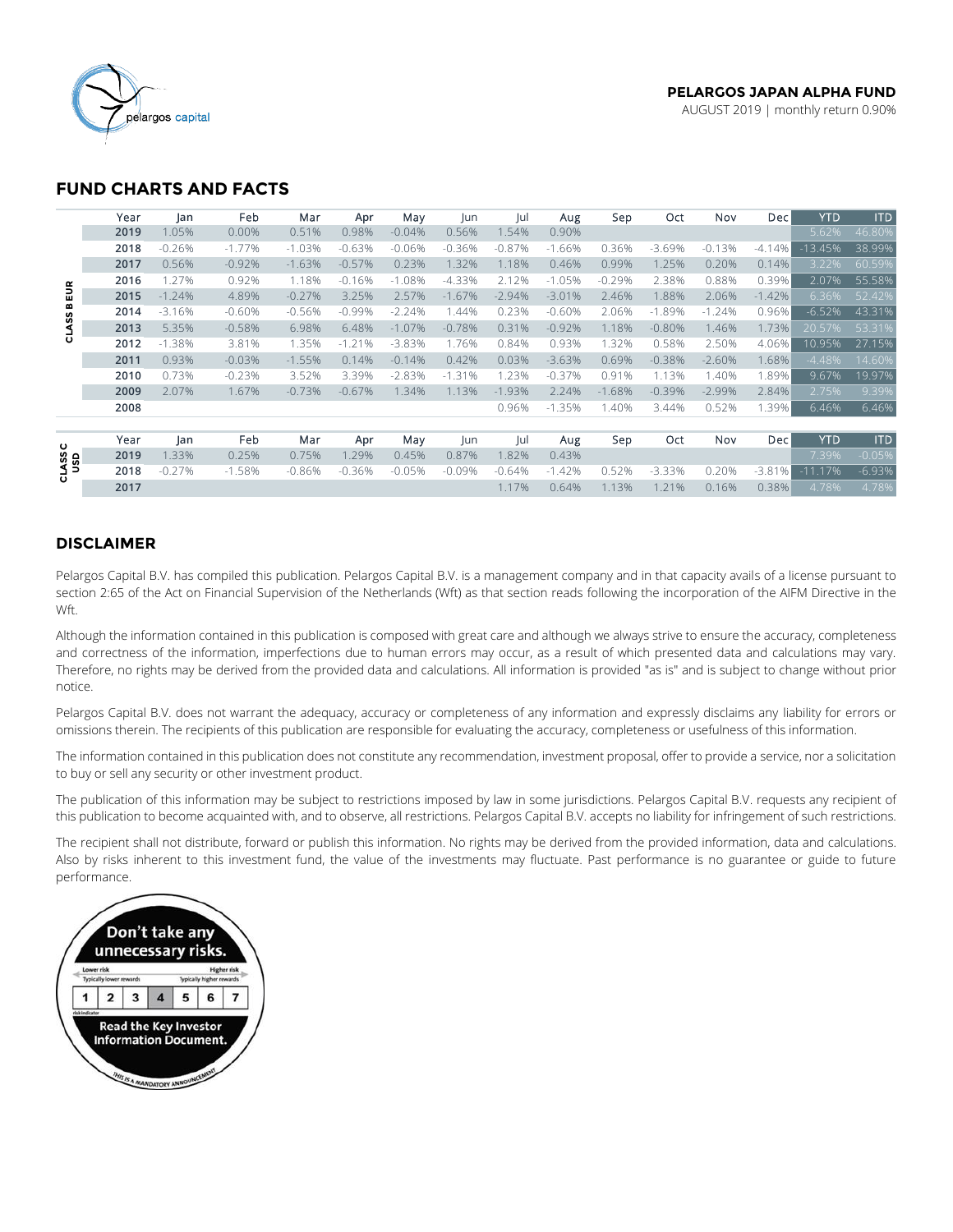**PELARGOS JAPAN ALPHA FUND**

AUGUST 2019 | monthly return 0.90%

## FUND CHARTS AND FACTS

| | Year | Jan | Feb | Mar | Apr | May | Jun | Jul | Aug | Sep | Oct | Nov | Dec | YTD | ITD |
|---|---|---|---|---|---|---|---|---|---|---|---|---|---|---|---|
| CLASS B EUR | 2019 | 1.05% | 0.00% | 0.51% | 0.98% | -0.04% | 0.56% | 1.54% | 0.90% | | | | | 5.62% | 46.80% |
| | 2018 | -0.26% | -1.77% | -1.03% | -0.63% | -0.06% | -0.36% | -0.87% | -1.66% | 0.36% | -3.69% | -0.13% | -4.14% | -13.45% | 38.99% |
| | 2017 | 0.56% | -0.92% | -1.63% | -0.57% | 0.23% | 1.32% | 1.18% | 0.46% | 0.99% | 1.25% | 0.20% | 0.14% | 3.22% | 60.59% |
| | 2016 | 1.27% | 0.92% | 1.18% | -0.16% | -1.08% | -4.33% | 2.12% | -1.05% | -0.29% | 2.38% | 0.88% | 0.39% | 2.07% | 55.58% |
| | 2015 | -1.24% | 4.89% | -0.27% | 3.25% | 2.57% | -1.67% | -2.94% | -3.01% | 2.46% | 1.88% | 2.06% | -1.42% | 6.36% | 52.42% |
| | 2014 | -3.16% | -0.60% | -0.56% | -0.99% | -2.24% | 1.44% | 0.23% | -0.60% | 2.06% | -1.89% | -1.24% | 0.96% | -6.52% | 43.31% |
| | 2013 | 5.35% | -0.58% | 6.98% | 6.48% | -1.07% | -0.78% | 0.31% | -0.92% | 1.18% | -0.80% | 1.46% | 1.73% | 20.57% | 53.31% |
| | 2012 | -1.38% | 3.81% | 1.35% | -1.21% | -3.83% | 1.76% | 0.84% | 0.93% | 1.32% | 0.58% | 2.50% | 4.06% | 10.95% | 27.15% |
| | 2011 | 0.93% | -0.03% | -1.55% | 0.14% | -0.14% | 0.42% | 0.03% | -3.63% | 0.69% | -0.38% | -2.60% | 1.68% | -4.48% | 14.60% |
| | 2010 | 0.73% | -0.23% | 3.52% | 3.39% | -2.83% | -1.31% | 1.23% | -0.37% | 0.91% | 1.13% | 1.40% | 1.89% | 9.67% | 19.97% |
| | 2009 | 2.07% | 1.67% | -0.73% | -0.67% | 1.34% | 1.13% | -1.93% | 2.24% | -1.68% | -0.39% | -2.99% | 2.84% | 2.75% | 9.39% |
| | 2008 | | | | | | | 0.96% | -1.35% | 1.40% | 3.44% | 0.52% | 1.39% | 6.46% | 6.46% |

| | Year | Jan | Feb | Mar | Apr | May | Jun | Jul | Aug | Sep | Oct | Nov | Dec | YTD | ITD |
|---|---|---|---|---|---|---|---|---|---|---|---|---|---|---|---|
| CLASS C USD | 2019 | 1.33% | 0.25% | 0.75% | 1.29% | 0.45% | 0.87% | 1.82% | 0.43% | | | | | 7.39% | -0.05% |
| | 2018 | -0.27% | -1.58% | -0.86% | -0.36% | -0.05% | -0.09% | -0.64% | -1.42% | 0.52% | -3.33% | 0.20% | -3.81% | -11.17% | -6.93% |
| | 2017 | | | | | | | 1.17% | 0.64% | 1.13% | 1.21% | 0.16% | 0.38% | 4.78% | 4.78% |

## DISCLAIMER

Pelargos Capital B.V. has compiled this publication. Pelargos Capital B.V. is a management company and in that capacity avails of a license pursuant to section 2:65 of the Act on Financial Supervision of the Netherlands (Wft) as that section reads following the incorporation of the AIFM Directive in the Wft.

Although the information contained in this publication is composed with great care and although we always strive to ensure the accuracy, completeness and correctness of the information, imperfections due to human errors may occur, as a result of which presented data and calculations may vary. Therefore, no rights may be derived from the provided data and calculations. All information is provided "as is" and is subject to change without prior notice.

Pelargos Capital B.V. does not warrant the adequacy, accuracy or completeness of any information and expressly disclaims any liability for errors or omissions therein. The recipients of this publication are responsible for evaluating the accuracy, completeness or usefulness of this information.

The information contained in this publication does not constitute any recommendation, investment proposal, offer to provide a service, nor a solicitation to buy or sell any security or other investment product.

The publication of this information may be subject to restrictions imposed by law in some jurisdictions. Pelargos Capital B.V. requests any recipient of this publication to become acquainted with, and to observe, all restrictions. Pelargos Capital B.V. accepts no liability for infringement of such restrictions.

The recipient shall not distribute, forward or publish this information. No rights may be derived from the provided information, data and calculations. Also by risks inherent to this investment fund, the value of the investments may fluctuate. Past performance is no guarantee or guide to future performance.

Don't take any unnecessary risks.

Lower risk — Typically lower rewards | Higher risk — Typically higher rewards

1 2 3 4 5 6 7

risk indicator

Read the Key Investor Information Document.

THIS IS A MANDATORY ANNOUNCEMENT